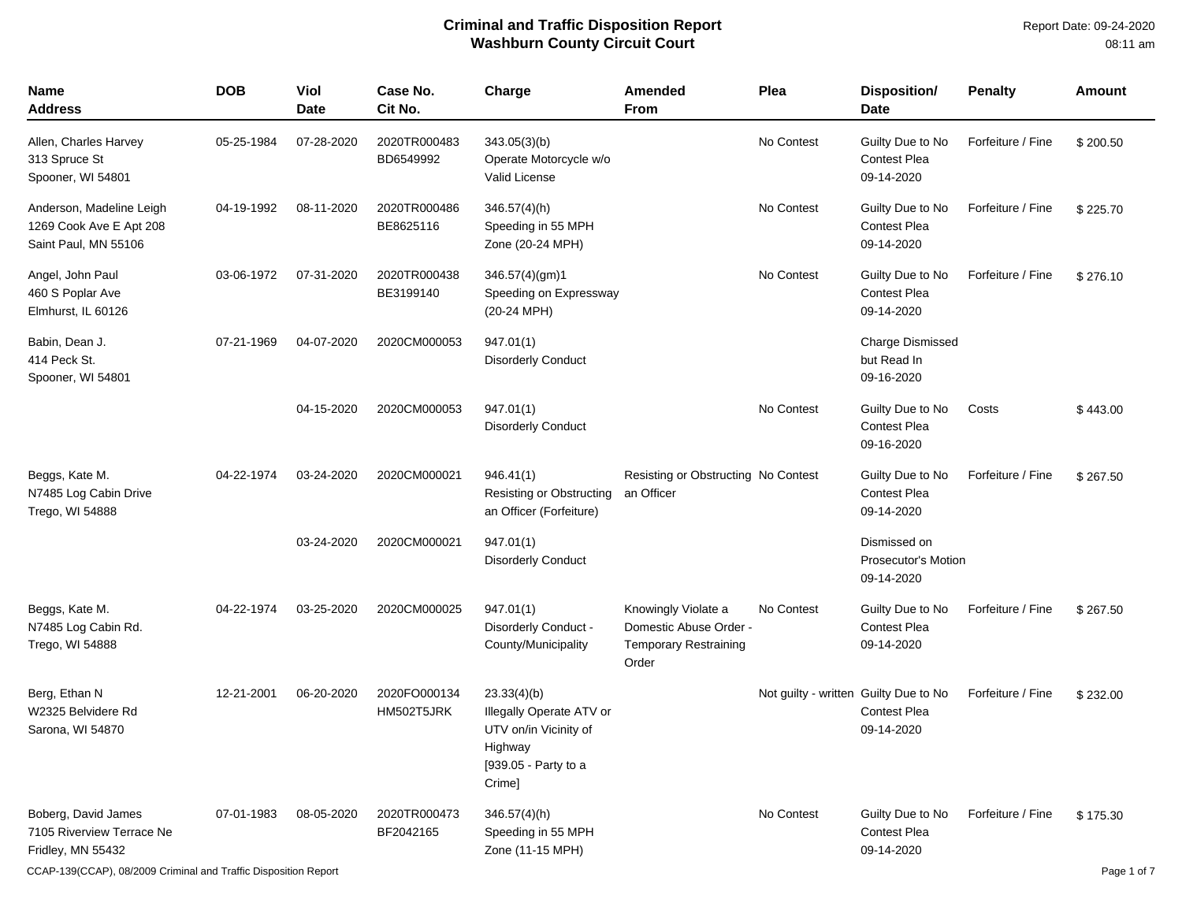# Criminal and Traffic Disposition Report
## Washburn County Circuit Court

Report Date: 09-24-2020
08:11 am

| Name<br>Address | DOB | Viol Date | Case No.<br>Cit No. | Charge | Amended From | Plea | Disposition/ Date | Penalty | Amount |
|---|---|---|---|---|---|---|---|---|---|
| Allen, Charles Harvey<br>313 Spruce St<br>Spooner, WI 54801 | 05-25-1984 | 07-28-2020 | 2020TR000483<br>BD6549992 | 343.05(3)(b)<br>Operate Motorcycle w/o Valid License | | No Contest | Guilty Due to No Contest Plea<br>09-14-2020 | Forfeiture / Fine | $ 200.50 |
| Anderson, Madeline Leigh<br>1269 Cook Ave E Apt 208<br>Saint Paul, MN 55106 | 04-19-1992 | 08-11-2020 | 2020TR000486<br>BE8625116 | 346.57(4)(h)<br>Speeding in 55 MPH Zone (20-24 MPH) | | No Contest | Guilty Due to No Contest Plea<br>09-14-2020 | Forfeiture / Fine | $ 225.70 |
| Angel, John Paul<br>460 S Poplar Ave<br>Elmhurst, IL 60126 | 03-06-1972 | 07-31-2020 | 2020TR000438<br>BE3199140 | 346.57(4)(gm)1<br>Speeding on Expressway (20-24 MPH) | | No Contest | Guilty Due to No Contest Plea<br>09-14-2020 | Forfeiture / Fine | $ 276.10 |
| Babin, Dean J.<br>414 Peck St.<br>Spooner, WI 54801 | 07-21-1969 | 04-07-2020 | 2020CM000053 | 947.01(1)<br>Disorderly Conduct | | | Charge Dismissed but Read In<br>09-16-2020 | | |
| | | 04-15-2020 | 2020CM000053 | 947.01(1)<br>Disorderly Conduct | | No Contest | Guilty Due to No Contest Plea<br>09-16-2020 | Costs | $ 443.00 |
| Beggs, Kate M.<br>N7485 Log Cabin Drive<br>Trego, WI 54888 | 04-22-1974 | 03-24-2020 | 2020CM000021 | 946.41(1)<br>Resisting or Obstructing an Officer (Forfeiture) | Resisting or Obstructing an Officer | No Contest | Guilty Due to No Contest Plea<br>09-14-2020 | Forfeiture / Fine | $ 267.50 |
| | | 03-24-2020 | 2020CM000021 | 947.01(1)<br>Disorderly Conduct | | | Dismissed on Prosecutor's Motion<br>09-14-2020 | | |
| Beggs, Kate M.<br>N7485 Log Cabin Rd.<br>Trego, WI 54888 | 04-22-1974 | 03-25-2020 | 2020CM000025 | 947.01(1)<br>Disorderly Conduct - County/Municipality | Knowingly Violate a Domestic Abuse Order - Temporary Restraining Order | No Contest | Guilty Due to No Contest Plea<br>09-14-2020 | Forfeiture / Fine | $ 267.50 |
| Berg, Ethan N<br>W2325 Belvidere Rd<br>Sarona, WI 54870 | 12-21-2001 | 06-20-2020 | 2020FO000134<br>HM502T5JRK | 23.33(4)(b)<br>Illegally Operate ATV or UTV on/in Vicinity of Highway<br>[939.05 - Party to a Crime] | | Not guilty - written | Guilty Due to No Contest Plea<br>09-14-2020 | Forfeiture / Fine | $ 232.00 |
| Boberg, David James<br>7105 Riverview Terrace Ne<br>Fridley, MN 55432 | 07-01-1983 | 08-05-2020 | 2020TR000473<br>BF2042165 | 346.57(4)(h)<br>Speeding in 55 MPH Zone (11-15 MPH) | | No Contest | Guilty Due to No Contest Plea<br>09-14-2020 | Forfeiture / Fine | $ 175.30 |

CCAP-139(CCAP), 08/2009 Criminal and Traffic Disposition Report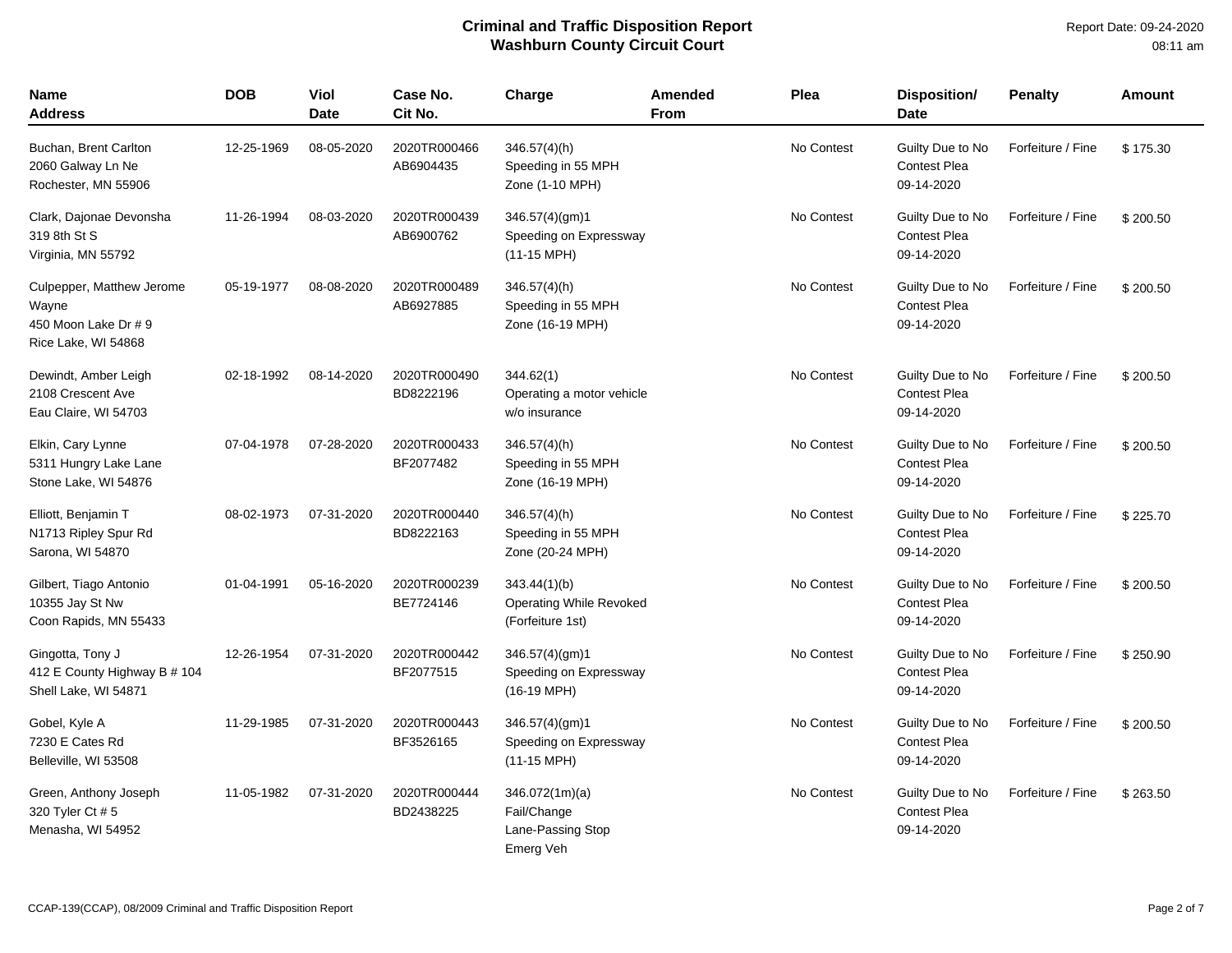# Criminal and Traffic Disposition Report
## Washburn County Circuit Court

Report Date: 09-24-2020
08:11 am

| Name<br>Address | DOB | Viol Date | Case No.<br>Cit No. | Charge | Amended From | Plea | Disposition/<br>Date | Penalty | Amount |
|---|---|---|---|---|---|---|---|---|---|
| Buchan, Brent Carlton<br>2060 Galway Ln Ne<br>Rochester, MN 55906 | 12-25-1969 | 08-05-2020 | 2020TR000466<br>AB6904435 | 346.57(4)(h)<br>Speeding in 55 MPH Zone (1-10 MPH) | | No Contest | Guilty Due to No Contest Plea<br>09-14-2020 | Forfeiture / Fine | $ 175.30 |
| Clark, Dajonae Devonsha<br>319 8th St S<br>Virginia, MN 55792 | 11-26-1994 | 08-03-2020 | 2020TR000439<br>AB6900762 | 346.57(4)(gm)1<br>Speeding on Expressway (11-15 MPH) | | No Contest | Guilty Due to No Contest Plea<br>09-14-2020 | Forfeiture / Fine | $ 200.50 |
| Culpepper, Matthew Jerome Wayne<br>450 Moon Lake Dr # 9<br>Rice Lake, WI 54868 | 05-19-1977 | 08-08-2020 | 2020TR000489<br>AB6927885 | 346.57(4)(h)<br>Speeding in 55 MPH Zone (16-19 MPH) | | No Contest | Guilty Due to No Contest Plea<br>09-14-2020 | Forfeiture / Fine | $ 200.50 |
| Dewindt, Amber Leigh<br>2108 Crescent Ave<br>Eau Claire, WI 54703 | 02-18-1992 | 08-14-2020 | 2020TR000490<br>BD8222196 | 344.62(1)<br>Operating a motor vehicle w/o insurance | | No Contest | Guilty Due to No Contest Plea<br>09-14-2020 | Forfeiture / Fine | $ 200.50 |
| Elkin, Cary Lynne<br>5311 Hungry Lake Lane<br>Stone Lake, WI 54876 | 07-04-1978 | 07-28-2020 | 2020TR000433<br>BF2077482 | 346.57(4)(h)<br>Speeding in 55 MPH Zone (16-19 MPH) | | No Contest | Guilty Due to No Contest Plea<br>09-14-2020 | Forfeiture / Fine | $ 200.50 |
| Elliott, Benjamin T<br>N1713 Ripley Spur Rd<br>Sarona, WI 54870 | 08-02-1973 | 07-31-2020 | 2020TR000440<br>BD8222163 | 346.57(4)(h)<br>Speeding in 55 MPH Zone (20-24 MPH) | | No Contest | Guilty Due to No Contest Plea<br>09-14-2020 | Forfeiture / Fine | $ 225.70 |
| Gilbert, Tiago Antonio<br>10355 Jay St Nw<br>Coon Rapids, MN 55433 | 01-04-1991 | 05-16-2020 | 2020TR000239<br>BE7724146 | 343.44(1)(b)<br>Operating While Revoked (Forfeiture 1st) | | No Contest | Guilty Due to No Contest Plea<br>09-14-2020 | Forfeiture / Fine | $ 200.50 |
| Gingotta, Tony J<br>412 E County Highway B # 104<br>Shell Lake, WI 54871 | 12-26-1954 | 07-31-2020 | 2020TR000442<br>BF2077515 | 346.57(4)(gm)1<br>Speeding on Expressway (16-19 MPH) | | No Contest | Guilty Due to No Contest Plea<br>09-14-2020 | Forfeiture / Fine | $ 250.90 |
| Gobel, Kyle A<br>7230 E Cates Rd<br>Belleville, WI 53508 | 11-29-1985 | 07-31-2020 | 2020TR000443<br>BF3526165 | 346.57(4)(gm)1<br>Speeding on Expressway (11-15 MPH) | | No Contest | Guilty Due to No Contest Plea<br>09-14-2020 | Forfeiture / Fine | $ 200.50 |
| Green, Anthony Joseph<br>320 Tyler Ct # 5<br>Menasha, WI 54952 | 11-05-1982 | 07-31-2020 | 2020TR000444<br>BD2438225 | 346.072(1m)(a)<br>Fail/Change Lane-Passing Stop Emerg Veh | | No Contest | Guilty Due to No Contest Plea<br>09-14-2020 | Forfeiture / Fine | $ 263.50 |

CCAP-139(CCAP), 08/2009 Criminal and Traffic Disposition Report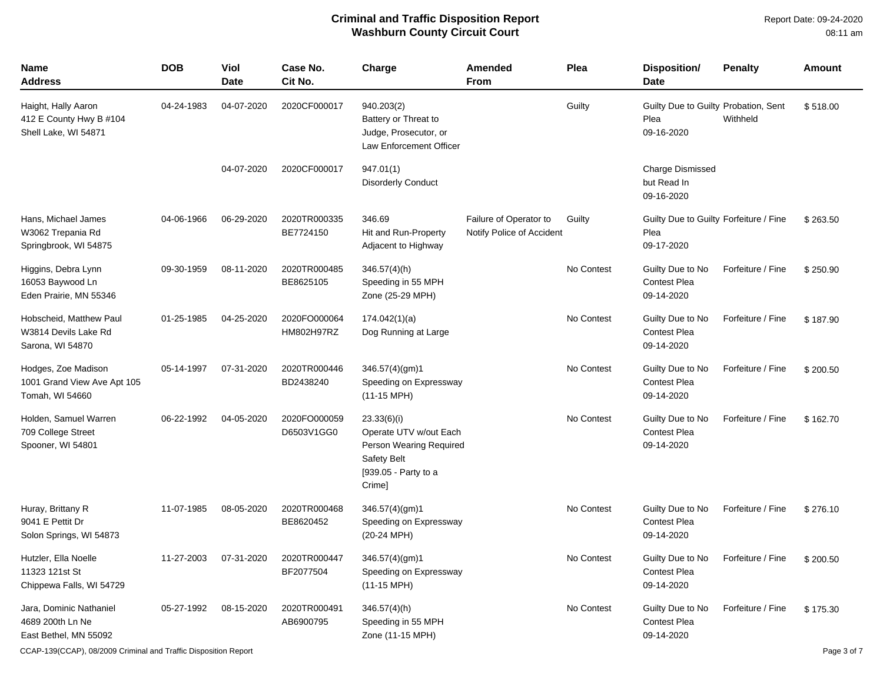**Criminal and Traffic Disposition Report**
**Washburn County Circuit Court**

Report Date: 09-24-2020
08:11 am

| Name<br>Address | DOB | Viol Date | Case No.<br>Cit No. | Charge | Amended From | Plea | Disposition/<br>Date | Penalty | Amount |
|---|---|---|---|---|---|---|---|---|---|
| Haight, Hally Aaron<br>412 E County Hwy B #104<br>Shell Lake, WI 54871 | 04-24-1983 | 04-07-2020 | 2020CF000017 | 940.203(2)<br>Battery or Threat to Judge, Prosecutor, or Law Enforcement Officer | | Guilty | Guilty Due to Guilty Plea<br>09-16-2020 | Probation, Sent Withheld | $ 518.00 |
| | | 04-07-2020 | 2020CF000017 | 947.01(1)<br>Disorderly Conduct | | | Charge Dismissed but Read In<br>09-16-2020 | | |
| Hans, Michael James<br>W3062 Trepania Rd<br>Springbrook, WI 54875 | 04-06-1966 | 06-29-2020 | 2020TR000335<br>BE7724150 | 346.69<br>Hit and Run-Property Adjacent to Highway | Failure of Operator to Notify Police of Accident | Guilty | Guilty Due to Guilty Plea<br>09-17-2020 | Forfeiture / Fine | $ 263.50 |
| Higgins, Debra Lynn<br>16053 Baywood Ln<br>Eden Prairie, MN 55346 | 09-30-1959 | 08-11-2020 | 2020TR000485<br>BE8625105 | 346.57(4)(h)<br>Speeding in 55 MPH Zone (25-29 MPH) | | No Contest | Guilty Due to No Contest Plea<br>09-14-2020 | Forfeiture / Fine | $ 250.90 |
| Hobscheid, Matthew Paul<br>W3814 Devils Lake Rd<br>Sarona, WI 54870 | 01-25-1985 | 04-25-2020 | 2020FO000064<br>HM802H97RZ | 174.042(1)(a)<br>Dog Running at Large | | No Contest | Guilty Due to No Contest Plea<br>09-14-2020 | Forfeiture / Fine | $ 187.90 |
| Hodges, Zoe Madison<br>1001 Grand View Ave Apt 105<br>Tomah, WI 54660 | 05-14-1997 | 07-31-2020 | 2020TR000446<br>BD2438240 | 346.57(4)(gm)1<br>Speeding on Expressway (11-15 MPH) | | No Contest | Guilty Due to No Contest Plea<br>09-14-2020 | Forfeiture / Fine | $ 200.50 |
| Holden, Samuel Warren<br>709 College Street<br>Spooner, WI 54801 | 06-22-1992 | 04-05-2020 | 2020FO000059<br>D6503V1GG0 | 23.33(6)(i)<br>Operate UTV w/out Each Person Wearing Required Safety Belt<br>[939.05 - Party to a Crime] | | No Contest | Guilty Due to No Contest Plea<br>09-14-2020 | Forfeiture / Fine | $ 162.70 |
| Huray, Brittany R<br>9041 E Pettit Dr<br>Solon Springs, WI 54873 | 11-07-1985 | 08-05-2020 | 2020TR000468<br>BE8620452 | 346.57(4)(gm)1<br>Speeding on Expressway (20-24 MPH) | | No Contest | Guilty Due to No Contest Plea<br>09-14-2020 | Forfeiture / Fine | $ 276.10 |
| Hutzler, Ella Noelle<br>11323 121st St<br>Chippewa Falls, WI 54729 | 11-27-2003 | 07-31-2020 | 2020TR000447<br>BF2077504 | 346.57(4)(gm)1<br>Speeding on Expressway (11-15 MPH) | | No Contest | Guilty Due to No Contest Plea<br>09-14-2020 | Forfeiture / Fine | $ 200.50 |
| Jara, Dominic Nathaniel<br>4689 200th Ln Ne<br>East Bethel, MN 55092 | 05-27-1992 | 08-15-2020 | 2020TR000491<br>AB6900795 | 346.57(4)(h)<br>Speeding in 55 MPH Zone (11-15 MPH) | | No Contest | Guilty Due to No Contest Plea<br>09-14-2020 | Forfeiture / Fine | $ 175.30 |

CCAP-139(CCAP), 08/2009 Criminal and Traffic Disposition Report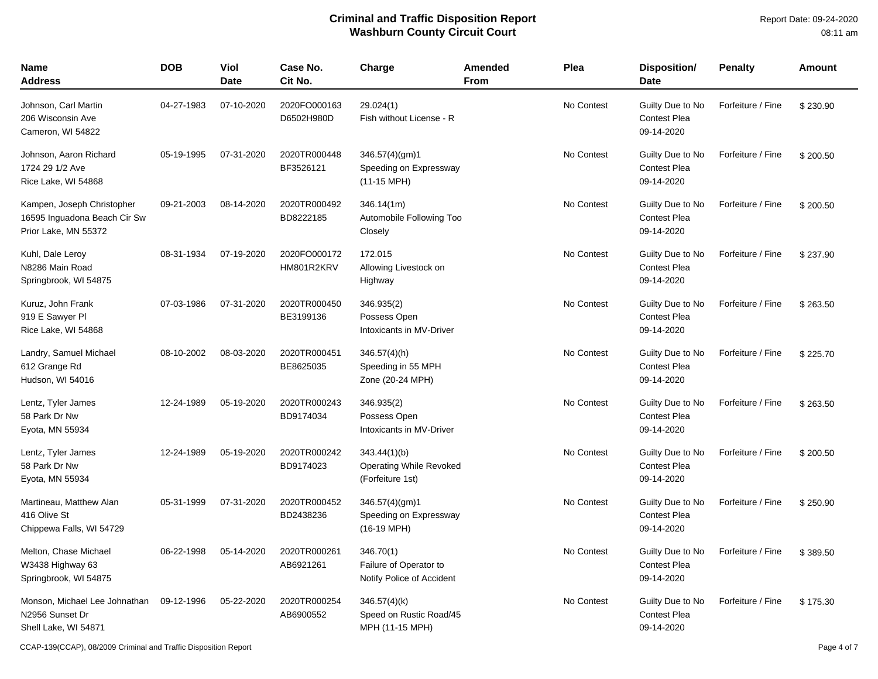# Criminal and Traffic Disposition Report
## Washburn County Circuit Court

Report Date: 09-24-2020
08:11 am

| Name<br>Address | DOB | Viol Date | Case No.<br>Cit No. | Charge | Amended From | Plea | Disposition/<br>Date | Penalty | Amount |
|---|---|---|---|---|---|---|---|---|---|
| Johnson, Carl Martin<br>206 Wisconsin Ave<br>Cameron, WI 54822 | 04-27-1983 | 07-10-2020 | 2020FO000163<br>D6502H980D | 29.024(1)<br>Fish without License - R | | No Contest | Guilty Due to No Contest Plea<br>09-14-2020 | Forfeiture / Fine | $ 230.90 |
| Johnson, Aaron Richard<br>1724 29 1/2 Ave<br>Rice Lake, WI 54868 | 05-19-1995 | 07-31-2020 | 2020TR000448<br>BF3526121 | 346.57(4)(gm)1<br>Speeding on Expressway (11-15 MPH) | | No Contest | Guilty Due to No Contest Plea<br>09-14-2020 | Forfeiture / Fine | $ 200.50 |
| Kampen, Joseph Christopher<br>16595 Inguadona Beach Cir Sw<br>Prior Lake, MN 55372 | 09-21-2003 | 08-14-2020 | 2020TR000492<br>BD8222185 | 346.14(1m)<br>Automobile Following Too Closely | | No Contest | Guilty Due to No Contest Plea<br>09-14-2020 | Forfeiture / Fine | $ 200.50 |
| Kuhl, Dale Leroy<br>N8286 Main Road<br>Springbrook, WI 54875 | 08-31-1934 | 07-19-2020 | 2020FO000172<br>HM801R2KRV | 172.015<br>Allowing Livestock on Highway | | No Contest | Guilty Due to No Contest Plea<br>09-14-2020 | Forfeiture / Fine | $ 237.90 |
| Kuruz, John Frank<br>919 E Sawyer Pl<br>Rice Lake, WI 54868 | 07-03-1986 | 07-31-2020 | 2020TR000450<br>BE3199136 | 346.935(2)<br>Possess Open Intoxicants in MV-Driver | | No Contest | Guilty Due to No Contest Plea<br>09-14-2020 | Forfeiture / Fine | $ 263.50 |
| Landry, Samuel Michael<br>612 Grange Rd<br>Hudson, WI 54016 | 08-10-2002 | 08-03-2020 | 2020TR000451<br>BE8625035 | 346.57(4)(h)<br>Speeding in 55 MPH Zone (20-24 MPH) | | No Contest | Guilty Due to No Contest Plea<br>09-14-2020 | Forfeiture / Fine | $ 225.70 |
| Lentz, Tyler James<br>58 Park Dr Nw<br>Eyota, MN 55934 | 12-24-1989 | 05-19-2020 | 2020TR000243<br>BD9174034 | 346.935(2)<br>Possess Open Intoxicants in MV-Driver | | No Contest | Guilty Due to No Contest Plea<br>09-14-2020 | Forfeiture / Fine | $ 263.50 |
| Lentz, Tyler James<br>58 Park Dr Nw<br>Eyota, MN 55934 | 12-24-1989 | 05-19-2020 | 2020TR000242<br>BD9174023 | 343.44(1)(b)<br>Operating While Revoked (Forfeiture 1st) | | No Contest | Guilty Due to No Contest Plea<br>09-14-2020 | Forfeiture / Fine | $ 200.50 |
| Martineau, Matthew Alan<br>416 Olive St<br>Chippewa Falls, WI 54729 | 05-31-1999 | 07-31-2020 | 2020TR000452<br>BD2438236 | 346.57(4)(gm)1<br>Speeding on Expressway (16-19 MPH) | | No Contest | Guilty Due to No Contest Plea<br>09-14-2020 | Forfeiture / Fine | $ 250.90 |
| Melton, Chase Michael<br>W3438 Highway 63<br>Springbrook, WI 54875 | 06-22-1998 | 05-14-2020 | 2020TR000261<br>AB6921261 | 346.70(1)<br>Failure of Operator to Notify Police of Accident | | No Contest | Guilty Due to No Contest Plea<br>09-14-2020 | Forfeiture / Fine | $ 389.50 |
| Monson, Michael Lee Johnathan<br>N2956 Sunset Dr<br>Shell Lake, WI 54871 | 09-12-1996 | 05-22-2020 | 2020TR000254<br>AB6900552 | 346.57(4)(k)<br>Speed on Rustic Road/45 MPH (11-15 MPH) | | No Contest | Guilty Due to No Contest Plea<br>09-14-2020 | Forfeiture / Fine | $ 175.30 |

CCAP-139(CCAP), 08/2009 Criminal and Traffic Disposition Report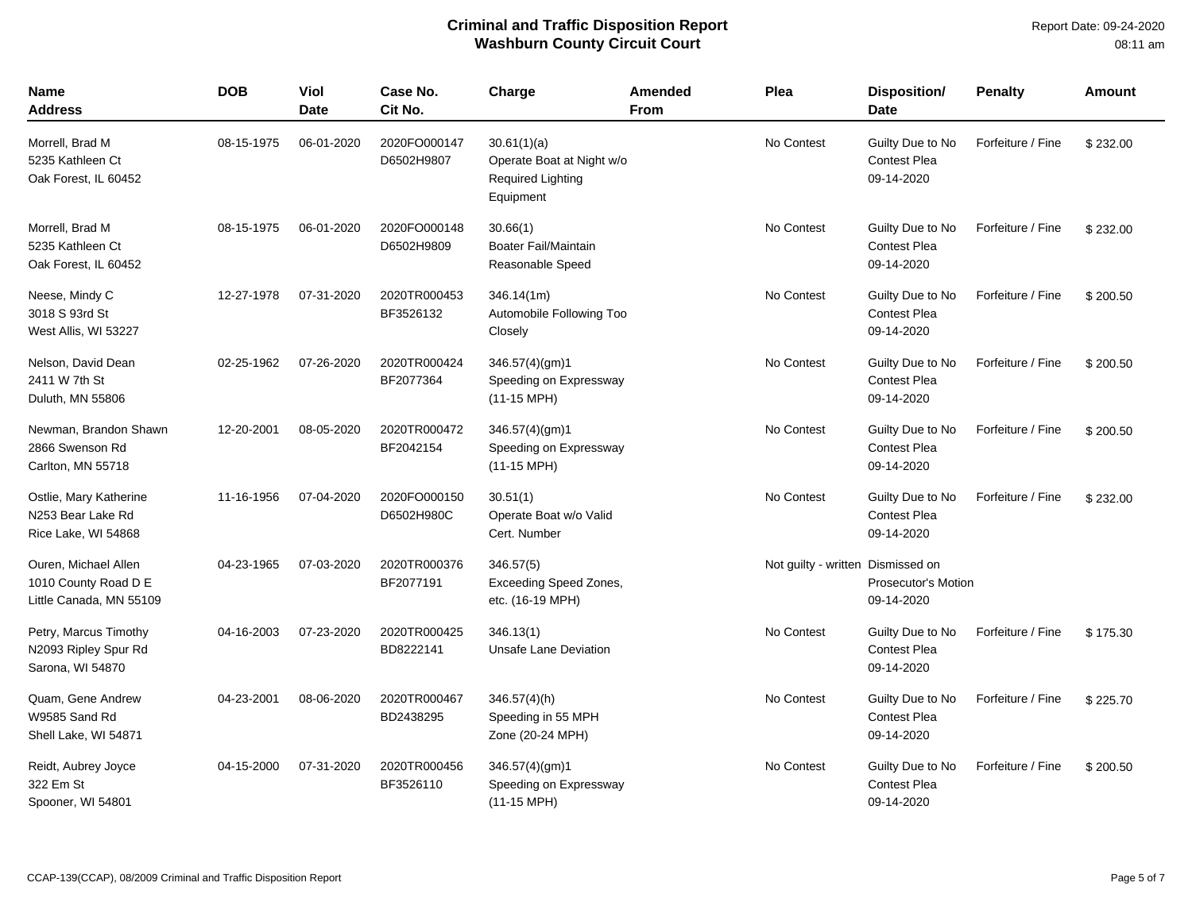# Criminal and Traffic Disposition Report
## Washburn County Circuit Court

Report Date: 09-24-2020
08:11 am

| Name<br>Address | DOB | Viol Date | Case No.<br>Cit No. | Charge | Amended From | Plea | Disposition/<br>Date | Penalty | Amount |
|---|---|---|---|---|---|---|---|---|---|
| Morrell, Brad M<br>5235 Kathleen Ct<br>Oak Forest, IL 60452 | 08-15-1975 | 06-01-2020 | 2020FO000147<br>D6502H9807 | 30.61(1)(a)<br>Operate Boat at Night w/o Required Lighting Equipment | | No Contest | Guilty Due to No Contest Plea<br>09-14-2020 | Forfeiture / Fine | $ 232.00 |
| Morrell, Brad M<br>5235 Kathleen Ct<br>Oak Forest, IL 60452 | 08-15-1975 | 06-01-2020 | 2020FO000148<br>D6502H9809 | 30.66(1)<br>Boater Fail/Maintain Reasonable Speed | | No Contest | Guilty Due to No Contest Plea<br>09-14-2020 | Forfeiture / Fine | $ 232.00 |
| Neese, Mindy C<br>3018 S 93rd St<br>West Allis, WI 53227 | 12-27-1978 | 07-31-2020 | 2020TR000453<br>BF3526132 | 346.14(1m)<br>Automobile Following Too Closely | | No Contest | Guilty Due to No Contest Plea<br>09-14-2020 | Forfeiture / Fine | $ 200.50 |
| Nelson, David Dean<br>2411 W 7th St<br>Duluth, MN 55806 | 02-25-1962 | 07-26-2020 | 2020TR000424<br>BF2077364 | 346.57(4)(gm)1<br>Speeding on Expressway (11-15 MPH) | | No Contest | Guilty Due to No Contest Plea<br>09-14-2020 | Forfeiture / Fine | $ 200.50 |
| Newman, Brandon Shawn<br>2866 Swenson Rd<br>Carlton, MN 55718 | 12-20-2001 | 08-05-2020 | 2020TR000472<br>BF2042154 | 346.57(4)(gm)1<br>Speeding on Expressway (11-15 MPH) | | No Contest | Guilty Due to No Contest Plea<br>09-14-2020 | Forfeiture / Fine | $ 200.50 |
| Ostlie, Mary Katherine<br>N253 Bear Lake Rd<br>Rice Lake, WI 54868 | 11-16-1956 | 07-04-2020 | 2020FO000150<br>D6502H980C | 30.51(1)<br>Operate Boat w/o Valid Cert. Number | | No Contest | Guilty Due to No Contest Plea<br>09-14-2020 | Forfeiture / Fine | $ 232.00 |
| Ouren, Michael Allen<br>1010 County Road D E<br>Little Canada, MN 55109 | 04-23-1965 | 07-03-2020 | 2020TR000376<br>BF2077191 | 346.57(5)<br>Exceeding Speed Zones, etc. (16-19 MPH) | | Not guilty - written | Dismissed on Prosecutor's Motion<br>09-14-2020 | | |
| Petry, Marcus Timothy<br>N2093 Ripley Spur Rd<br>Sarona, WI 54870 | 04-16-2003 | 07-23-2020 | 2020TR000425<br>BD8222141 | 346.13(1)<br>Unsafe Lane Deviation | | No Contest | Guilty Due to No Contest Plea<br>09-14-2020 | Forfeiture / Fine | $ 175.30 |
| Quam, Gene Andrew<br>W9585 Sand Rd<br>Shell Lake, WI 54871 | 04-23-2001 | 08-06-2020 | 2020TR000467<br>BD2438295 | 346.57(4)(h)<br>Speeding in 55 MPH Zone (20-24 MPH) | | No Contest | Guilty Due to No Contest Plea<br>09-14-2020 | Forfeiture / Fine | $ 225.70 |
| Reidt, Aubrey Joyce<br>322 Em St<br>Spooner, WI 54801 | 04-15-2000 | 07-31-2020 | 2020TR000456<br>BF3526110 | 346.57(4)(gm)1<br>Speeding on Expressway (11-15 MPH) | | No Contest | Guilty Due to No Contest Plea<br>09-14-2020 | Forfeiture / Fine | $ 200.50 |

CCAP-139(CCAP), 08/2009 Criminal and Traffic Disposition Report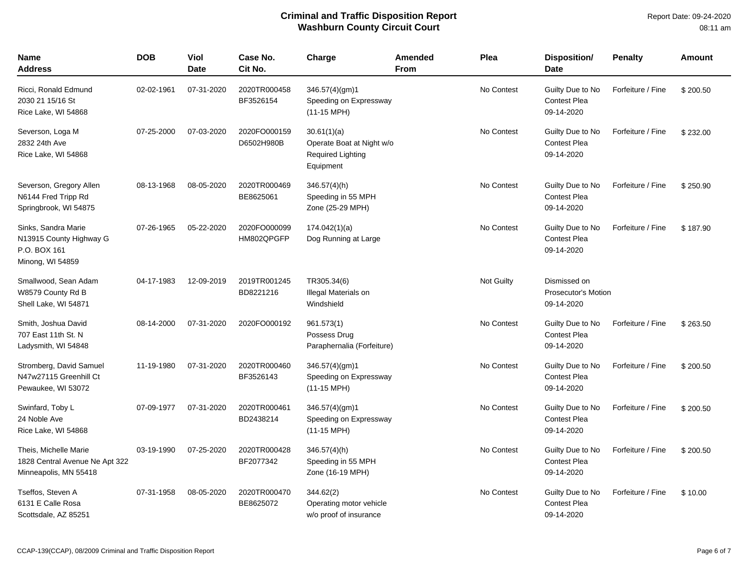# Criminal and Traffic Disposition Report
## Washburn County Circuit Court

Report Date: 09-24-2020 08:11 am

| Name Address | DOB | Viol Date | Case No. Cit No. | Charge | Amended From | Plea | Disposition/ Date | Penalty | Amount |
|---|---|---|---|---|---|---|---|---|---|
| Ricci, Ronald Edmund 2030 21 15/16 St Rice Lake, WI 54868 | 02-02-1961 | 07-31-2020 | 2020TR000458 BF3526154 | 346.57(4)(gm)1 Speeding on Expressway (11-15 MPH) | | No Contest | Guilty Due to No Contest Plea 09-14-2020 | Forfeiture / Fine | $ 200.50 |
| Severson, Loga M 2832 24th Ave Rice Lake, WI 54868 | 07-25-2000 | 07-03-2020 | 2020FO000159 D6502H980B | 30.61(1)(a) Operate Boat at Night w/o Required Lighting Equipment | | No Contest | Guilty Due to No Contest Plea 09-14-2020 | Forfeiture / Fine | $ 232.00 |
| Severson, Gregory Allen N6144 Fred Tripp Rd Springbrook, WI 54875 | 08-13-1968 | 08-05-2020 | 2020TR000469 BE8625061 | 346.57(4)(h) Speeding in 55 MPH Zone (25-29 MPH) | | No Contest | Guilty Due to No Contest Plea 09-14-2020 | Forfeiture / Fine | $ 250.90 |
| Sinks, Sandra Marie N13915 County Highway G P.O. BOX 161 Minong, WI 54859 | 07-26-1965 | 05-22-2020 | 2020FO000099 HM802QPGFP | 174.042(1)(a) Dog Running at Large | | No Contest | Guilty Due to No Contest Plea 09-14-2020 | Forfeiture / Fine | $ 187.90 |
| Smallwood, Sean Adam W8579 County Rd B Shell Lake, WI 54871 | 04-17-1983 | 12-09-2019 | 2019TR001245 BD8221216 | TR305.34(6) Illegal Materials on Windshield | | Not Guilty | Dismissed on Prosecutor's Motion 09-14-2020 | | |
| Smith, Joshua David 707 East 11th St. N Ladysmith, WI 54848 | 08-14-2000 | 07-31-2020 | 2020FO000192 | 961.573(1) Possess Drug Paraphernalia (Forfeiture) | | No Contest | Guilty Due to No Contest Plea 09-14-2020 | Forfeiture / Fine | $ 263.50 |
| Stromberg, David Samuel N47w27115 Greenhill Ct Pewaukee, WI 53072 | 11-19-1980 | 07-31-2020 | 2020TR000460 BF3526143 | 346.57(4)(gm)1 Speeding on Expressway (11-15 MPH) | | No Contest | Guilty Due to No Contest Plea 09-14-2020 | Forfeiture / Fine | $ 200.50 |
| Swinfard, Toby L 24 Noble Ave Rice Lake, WI 54868 | 07-09-1977 | 07-31-2020 | 2020TR000461 BD2438214 | 346.57(4)(gm)1 Speeding on Expressway (11-15 MPH) | | No Contest | Guilty Due to No Contest Plea 09-14-2020 | Forfeiture / Fine | $ 200.50 |
| Theis, Michelle Marie 1828 Central Avenue Ne Apt 322 Minneapolis, MN 55418 | 03-19-1990 | 07-25-2020 | 2020TR000428 BF2077342 | 346.57(4)(h) Speeding in 55 MPH Zone (16-19 MPH) | | No Contest | Guilty Due to No Contest Plea 09-14-2020 | Forfeiture / Fine | $ 200.50 |
| Tseffos, Steven A 6131 E Calle Rosa Scottsdale, AZ 85251 | 07-31-1958 | 08-05-2020 | 2020TR000470 BE8625072 | 344.62(2) Operating motor vehicle w/o proof of insurance | | No Contest | Guilty Due to No Contest Plea 09-14-2020 | Forfeiture / Fine | $ 10.00 |

CCAP-139(CCAP), 08/2009 Criminal and Traffic Disposition Report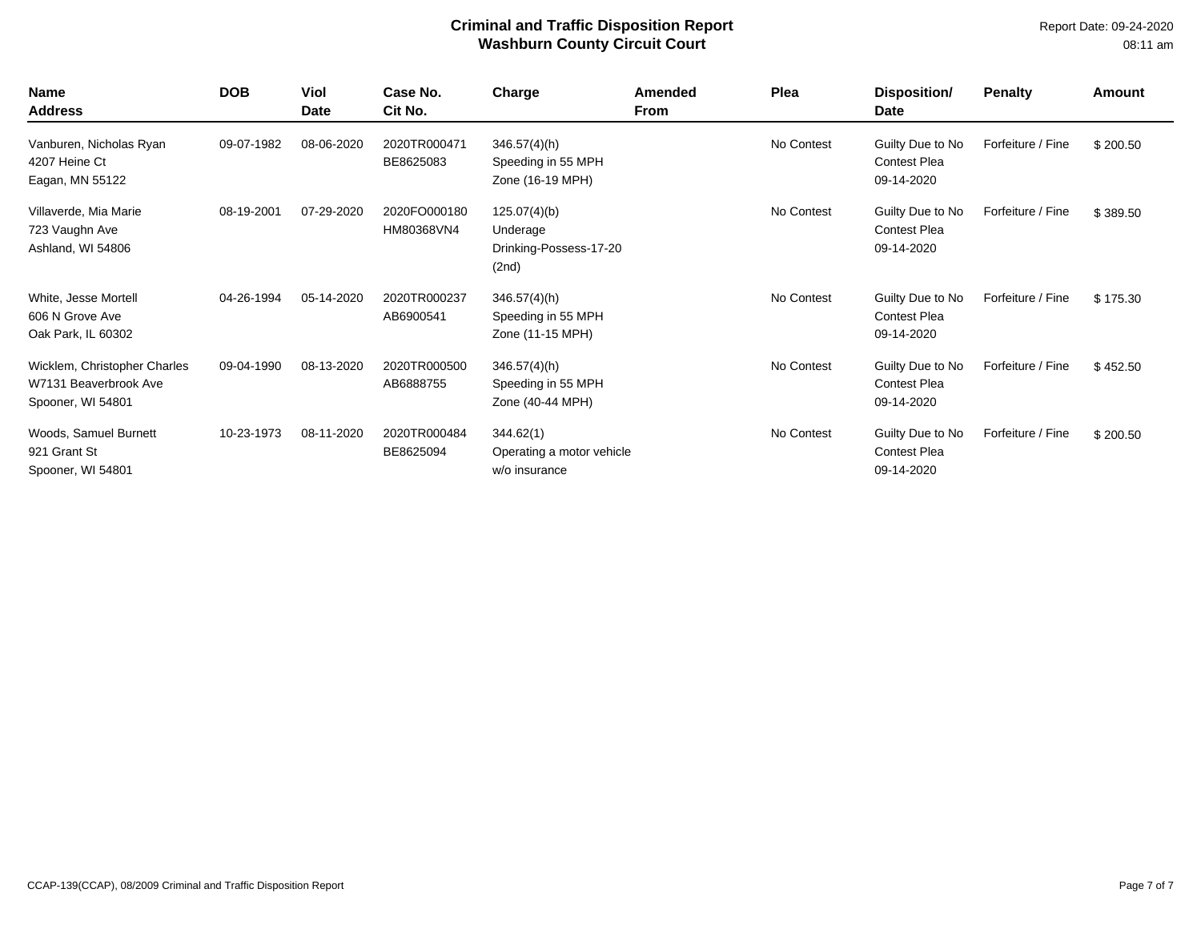# Criminal and Traffic Disposition Report
## Washburn County Circuit Court

Report Date: 09-24-2020
08:11 am

| Name<br>Address | DOB | Viol Date | Case No.<br>Cit No. | Charge | Amended From | Plea | Disposition/<br>Date | Penalty | Amount |
|---|---|---|---|---|---|---|---|---|---|
| Vanburen, Nicholas Ryan<br>4207 Heine Ct<br>Eagan, MN 55122 | 09-07-1982 | 08-06-2020 | 2020TR000471<br>BE8625083 | 346.57(4)(h)<br>Speeding in 55 MPH Zone (16-19 MPH) | | No Contest | Guilty Due to No Contest Plea<br>09-14-2020 | Forfeiture / Fine | $ 200.50 |
| Villaverde, Mia Marie<br>723 Vaughn Ave<br>Ashland, WI 54806 | 08-19-2001 | 07-29-2020 | 2020FO000180<br>HM80368VN4 | 125.07(4)(b)<br>Underage Drinking-Possess-17-20 (2nd) | | No Contest | Guilty Due to No Contest Plea<br>09-14-2020 | Forfeiture / Fine | $ 389.50 |
| White, Jesse Mortell<br>606 N Grove Ave<br>Oak Park, IL 60302 | 04-26-1994 | 05-14-2020 | 2020TR000237<br>AB6900541 | 346.57(4)(h)<br>Speeding in 55 MPH Zone (11-15 MPH) | | No Contest | Guilty Due to No Contest Plea<br>09-14-2020 | Forfeiture / Fine | $ 175.30 |
| Wicklem, Christopher Charles<br>W7131 Beaverbrook Ave<br>Spooner, WI 54801 | 09-04-1990 | 08-13-2020 | 2020TR000500<br>AB6888755 | 346.57(4)(h)<br>Speeding in 55 MPH Zone (40-44 MPH) | | No Contest | Guilty Due to No Contest Plea<br>09-14-2020 | Forfeiture / Fine | $ 452.50 |
| Woods, Samuel Burnett<br>921 Grant St<br>Spooner, WI 54801 | 10-23-1973 | 08-11-2020 | 2020TR000484<br>BE8625094 | 344.62(1)<br>Operating a motor vehicle w/o insurance | | No Contest | Guilty Due to No Contest Plea<br>09-14-2020 | Forfeiture / Fine | $ 200.50 |

CCAP-139(CCAP), 08/2009 Criminal and Traffic Disposition Report